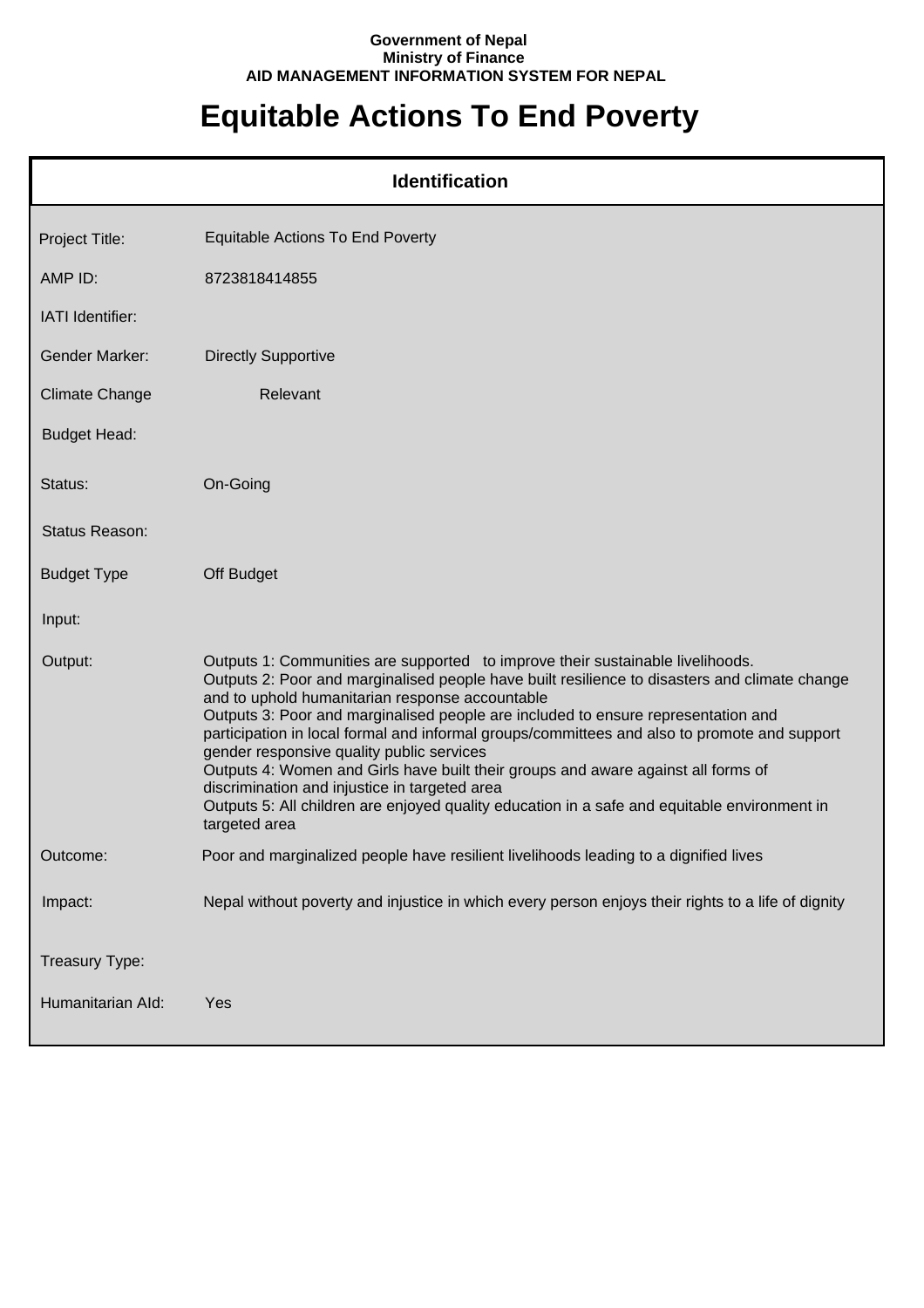**Government of Nepal**
**Ministry of Finance**
**AID MANAGEMENT INFORMATION SYSTEM FOR NEPAL**

# Equitable Actions To End Poverty

## Identification

| | |
|---|---|
| Project Title: | Equitable Actions To End Poverty |
| AMP ID: | 8723818414855 |
| IATI Identifier: | |
| Gender Marker: | Directly Supportive |
| Climate Change | Relevant |
| Budget Head: | |
| Status: | On-Going |
| Status Reason: | |
| Budget Type | Off Budget |
| Input: | |
| Output: | Outputs 1: Communities are supported to improve their sustainable livelihoods.<br>Outputs 2: Poor and marginalised people have built resilience to disasters and climate change and to uphold humanitarian response accountable<br>Outputs 3: Poor and marginalised people are included to ensure representation and participation in local formal and informal groups/committees and also to promote and support gender responsive quality public services<br>Outputs 4: Women and Girls have built their groups and aware against all forms of discrimination and injustice in targeted area<br>Outputs 5: All children are enjoyed quality education in a safe and equitable environment in targeted area |
| Outcome: | Poor and marginalized people have resilient livelihoods leading to a dignified lives |
| Impact: | Nepal without poverty and injustice in which every person enjoys their rights to a life of dignity |
| Treasury Type: | |
| Humanitarian AId: | Yes |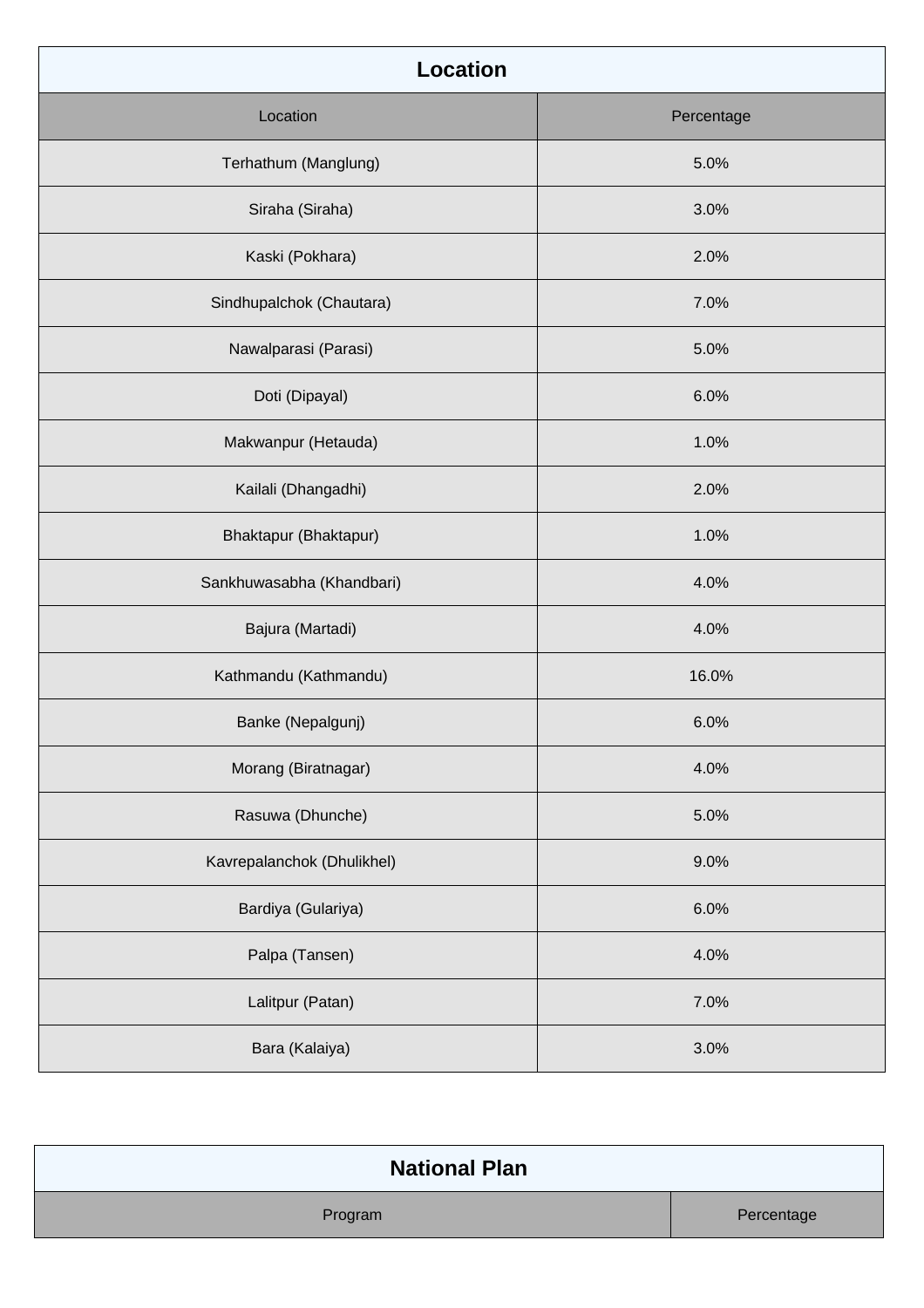## Location

| Location | Percentage |
|---|---|
| Terhathum (Manglung) | 5.0% |
| Siraha (Siraha) | 3.0% |
| Kaski (Pokhara) | 2.0% |
| Sindhupalchok (Chautara) | 7.0% |
| Nawalparasi (Parasi) | 5.0% |
| Doti (Dipayal) | 6.0% |
| Makwanpur (Hetauda) | 1.0% |
| Kailali (Dhangadhi) | 2.0% |
| Bhaktapur (Bhaktapur) | 1.0% |
| Sankhuwasabha (Khandbari) | 4.0% |
| Bajura (Martadi) | 4.0% |
| Kathmandu (Kathmandu) | 16.0% |
| Banke (Nepalgunj) | 6.0% |
| Morang (Biratnagar) | 4.0% |
| Rasuwa (Dhunche) | 5.0% |
| Kavrepalanchok (Dhulikhel) | 9.0% |
| Bardiya (Gulariya) | 6.0% |
| Palpa (Tansen) | 4.0% |
| Lalitpur (Patan) | 7.0% |
| Bara (Kalaiya) | 3.0% |

## National Plan

| Program | Percentage |
|---|---|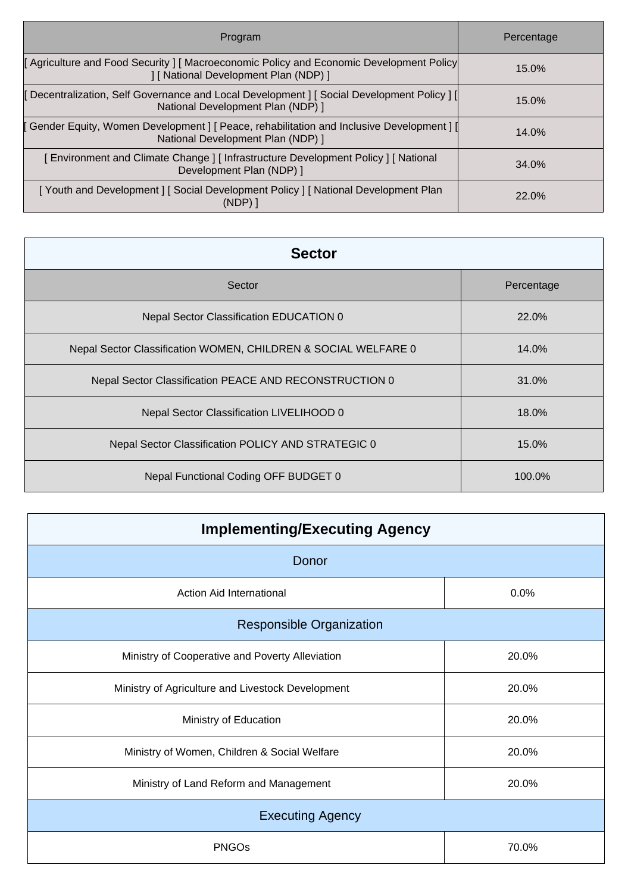| Program | Percentage |
| --- | --- |
| [ Agriculture and Food Security ] [ Macroeconomic Policy and Economic Development Policy ] [ National Development Plan (NDP) ] | 15.0% |
| [ Decentralization, Self Governance and Local Development ] [ Social Development Policy ] [ National Development Plan (NDP) ] | 15.0% |
| [ Gender Equity, Women Development ] [ Peace, rehabilitation and Inclusive Development ] [ National Development Plan (NDP) ] | 14.0% |
| [ Environment and Climate Change ] [ Infrastructure Development Policy ] [ National Development Plan (NDP) ] | 34.0% |
| [ Youth and Development ] [ Social Development Policy ] [ National Development Plan (NDP) ] | 22.0% |

## Sector

| Sector | Percentage |
| --- | --- |
| Nepal Sector Classification EDUCATION 0 | 22.0% |
| Nepal Sector Classification WOMEN, CHILDREN & SOCIAL WELFARE 0 | 14.0% |
| Nepal Sector Classification PEACE AND RECONSTRUCTION 0 | 31.0% |
| Nepal Sector Classification LIVELIHOOD 0 | 18.0% |
| Nepal Sector Classification POLICY AND STRATEGIC 0 | 15.0% |
| Nepal Functional Coding OFF BUDGET 0 | 100.0% |

## Implementing/Executing Agency

| Donor | |
| --- | --- |
| Action Aid International | 0.0% |
| **Responsible Organization** | |
| Ministry of Cooperative and Poverty Alleviation | 20.0% |
| Ministry of Agriculture and Livestock Development | 20.0% |
| Ministry of Education | 20.0% |
| Ministry of Women, Children & Social Welfare | 20.0% |
| Ministry of Land Reform and Management | 20.0% |
| **Executing Agency** | |
| PNGOs | 70.0% |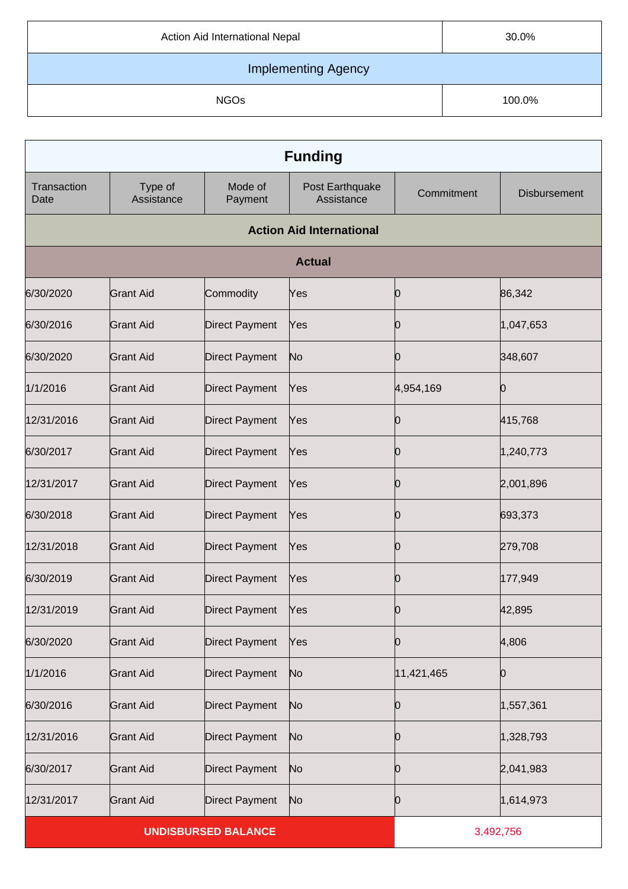| Action Aid International Nepal | 30.0% |
| --- | --- |
| **Implementing Agency** | |
| NGOs | 100.0% |

## Funding

| Transaction Date | Type of Assistance | Mode of Payment | Post Earthquake Assistance | Commitment | Disbursement |
| --- | --- | --- | --- | --- | --- |
| **Action Aid International** | | | | | |
| **Actual** | | | | | |
| 6/30/2020 | Grant Aid | Commodity | Yes | 0 | 86,342 |
| 6/30/2016 | Grant Aid | Direct Payment | Yes | 0 | 1,047,653 |
| 6/30/2020 | Grant Aid | Direct Payment | No | 0 | 348,607 |
| 1/1/2016 | Grant Aid | Direct Payment | Yes | 4,954,169 | 0 |
| 12/31/2016 | Grant Aid | Direct Payment | Yes | 0 | 415,768 |
| 6/30/2017 | Grant Aid | Direct Payment | Yes | 0 | 1,240,773 |
| 12/31/2017 | Grant Aid | Direct Payment | Yes | 0 | 2,001,896 |
| 6/30/2018 | Grant Aid | Direct Payment | Yes | 0 | 693,373 |
| 12/31/2018 | Grant Aid | Direct Payment | Yes | 0 | 279,708 |
| 6/30/2019 | Grant Aid | Direct Payment | Yes | 0 | 177,949 |
| 12/31/2019 | Grant Aid | Direct Payment | Yes | 0 | 42,895 |
| 6/30/2020 | Grant Aid | Direct Payment | Yes | 0 | 4,806 |
| 1/1/2016 | Grant Aid | Direct Payment | No | 11,421,465 | 0 |
| 6/30/2016 | Grant Aid | Direct Payment | No | 0 | 1,557,361 |
| 12/31/2016 | Grant Aid | Direct Payment | No | 0 | 1,328,793 |
| 6/30/2017 | Grant Aid | Direct Payment | No | 0 | 2,041,983 |
| 12/31/2017 | Grant Aid | Direct Payment | No | 0 | 1,614,973 |
| **UNDISBURSED BALANCE** | | | | 3,492,756 | |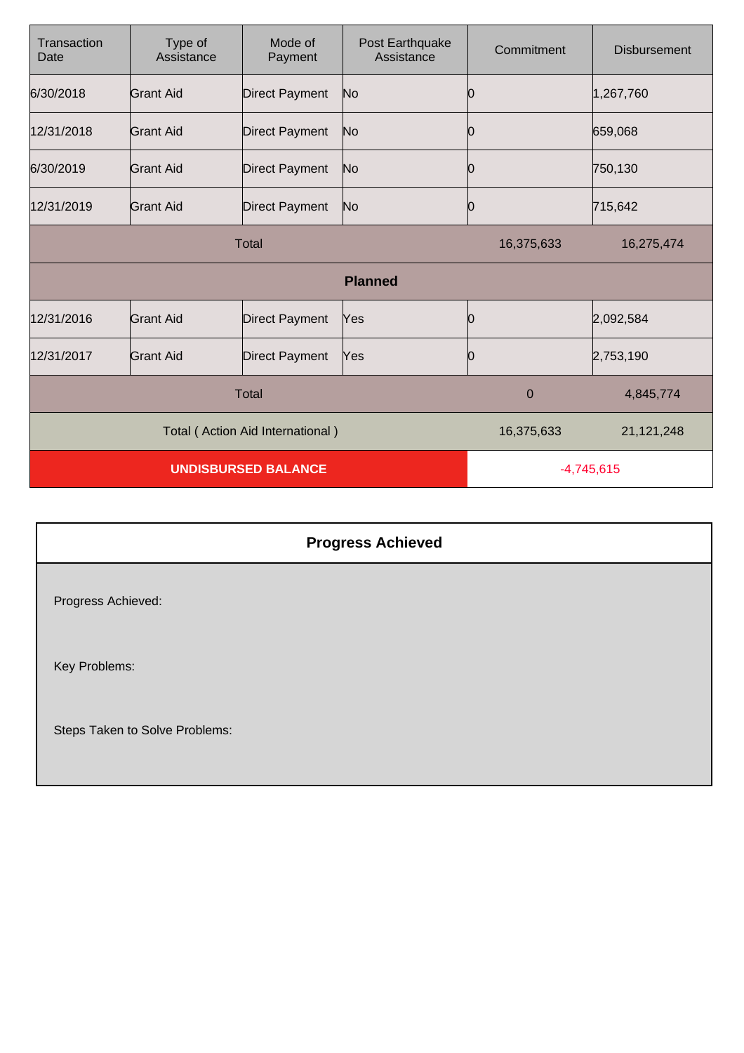| Transaction Date | Type of Assistance | Mode of Payment | Post Earthquake Assistance | Commitment | Disbursement |
|---|---|---|---|---|---|
| 6/30/2018 | Grant Aid | Direct Payment | No | 0 | 1,267,760 |
| 12/31/2018 | Grant Aid | Direct Payment | No | 0 | 659,068 |
| 6/30/2019 | Grant Aid | Direct Payment | No | 0 | 750,130 |
| 12/31/2019 | Grant Aid | Direct Payment | No | 0 | 715,642 |
| Total | | | | 16,375,633 | 16,275,474 |
| **Planned** | | | | | |
| 12/31/2016 | Grant Aid | Direct Payment | Yes | 0 | 2,092,584 |
| 12/31/2017 | Grant Aid | Direct Payment | Yes | 0 | 2,753,190 |
| Total | | | | 0 | 4,845,774 |
| Total ( Action Aid International ) | | | | 16,375,633 | 21,121,248 |
| **UNDISBURSED BALANCE** | | | | -4,745,615 | |

## Progress Achieved

Progress Achieved:

Key Problems:

Steps Taken to Solve Problems: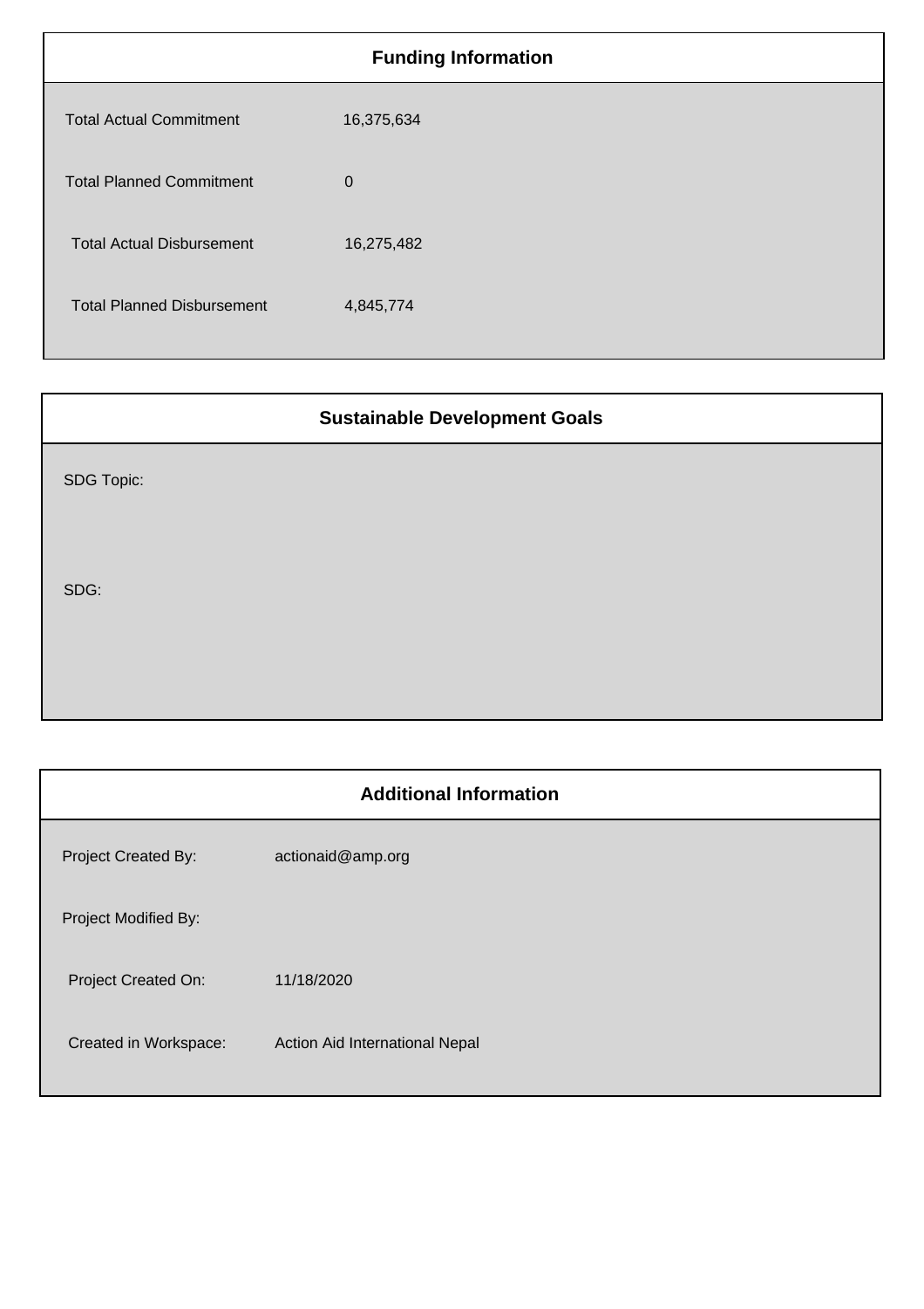## Funding Information

| | |
|---|---|
| Total Actual Commitment | 16,375,634 |
| Total Planned Commitment | 0 |
| Total Actual Disbursement | 16,275,482 |
| Total Planned Disbursement | 4,845,774 |

## Sustainable Development Goals

SDG Topic:

SDG:

## Additional Information

| | |
|---|---|
| Project Created By: | actionaid@amp.org |
| Project Modified By: | |
| Project Created On: | 11/18/2020 |
| Created in Workspace: | Action Aid International Nepal |